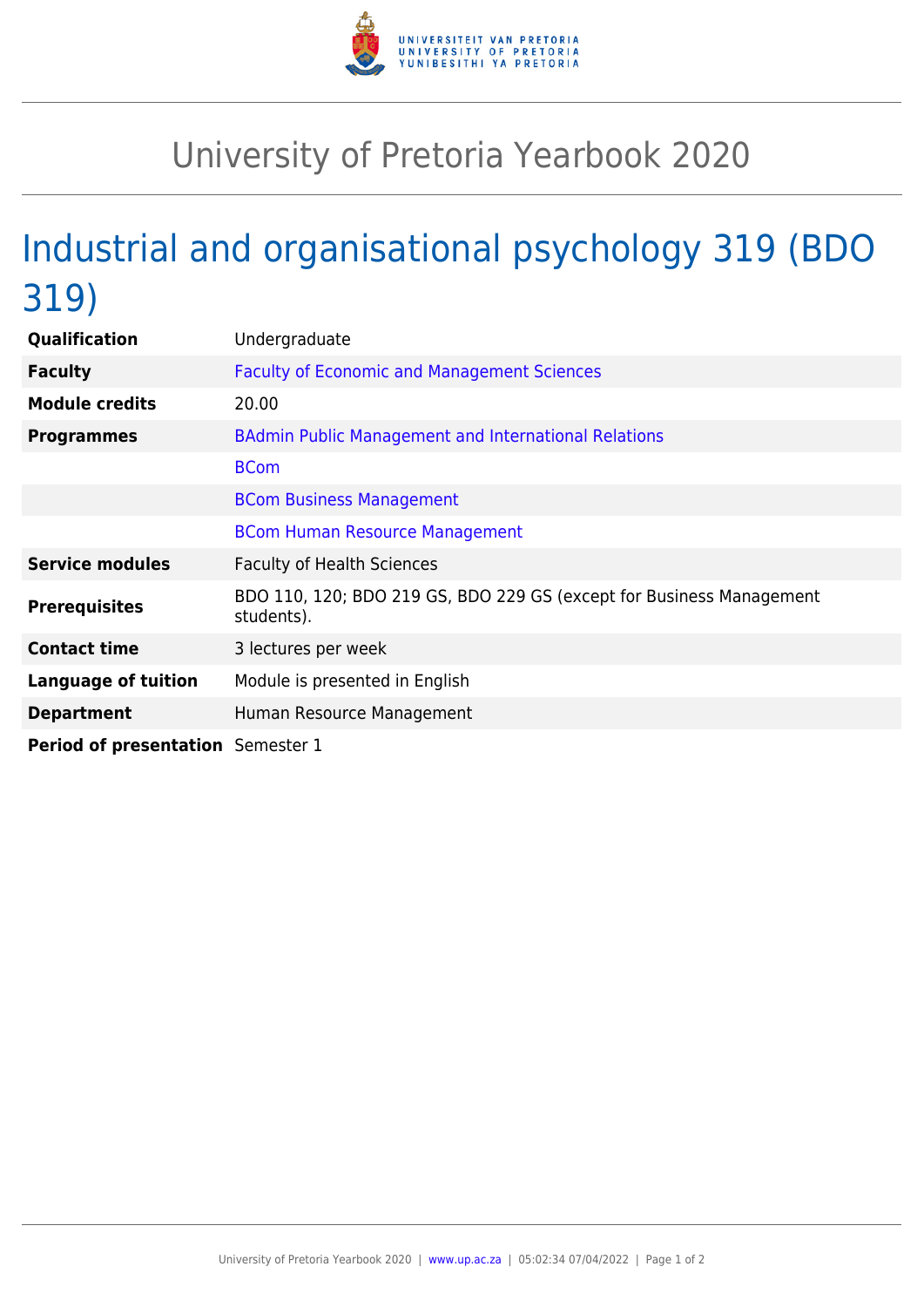# University of Pretoria Yearbook 2020

## Industrial and organisational psychology 319 (BDO 319)

| | |
|---|---|
| **Qualification** | Undergraduate |
| **Faculty** | Faculty of Economic and Management Sciences |
| **Module credits** | 20.00 |
| **Programmes** | BAdmin Public Management and International Relations |
| | BCom |
| | BCom Business Management |
| | BCom Human Resource Management |
| **Service modules** | Faculty of Health Sciences |
| **Prerequisites** | BDO 110, 120; BDO 219 GS, BDO 229 GS (except for Business Management students). |
| **Contact time** | 3 lectures per week |
| **Language of tuition** | Module is presented in English |
| **Department** | Human Resource Management |
| **Period of presentation** | Semester 1 |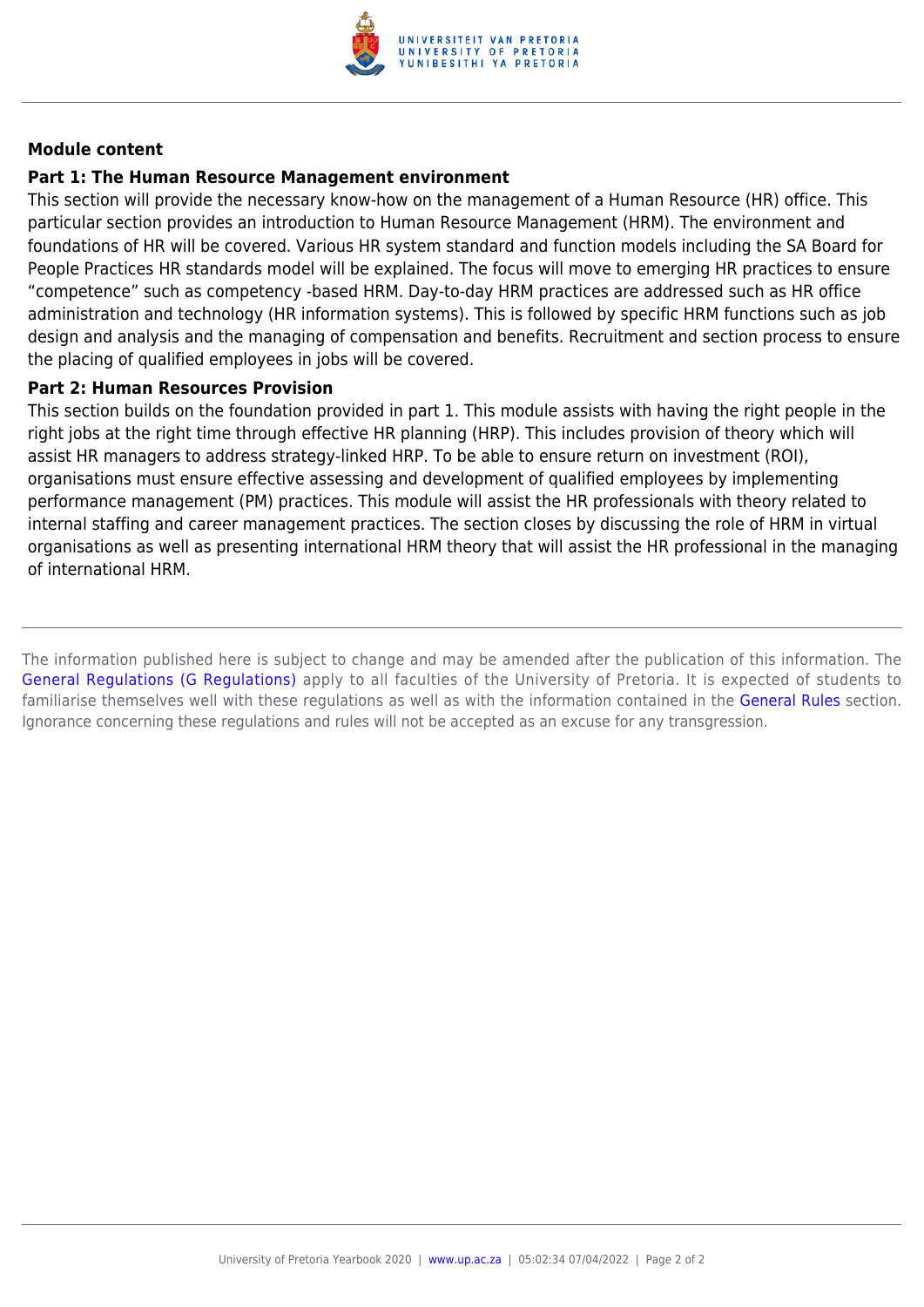### Module content

**Part 1: The Human Resource Management environment**

This section will provide the necessary know-how on the management of a Human Resource (HR) office. This particular section provides an introduction to Human Resource Management (HRM). The environment and foundations of HR will be covered. Various HR system standard and function models including the SA Board for People Practices HR standards model will be explained. The focus will move to emerging HR practices to ensure "competence" such as competency -based HRM. Day-to-day HRM practices are addressed such as HR office administration and technology (HR information systems). This is followed by specific HRM functions such as job design and analysis and the managing of compensation and benefits. Recruitment and section process to ensure the placing of qualified employees in jobs will be covered.

**Part 2: Human Resources Provision**

This section builds on the foundation provided in part 1. This module assists with having the right people in the right jobs at the right time through effective HR planning (HRP). This includes provision of theory which will assist HR managers to address strategy-linked HRP. To be able to ensure return on investment (ROI), organisations must ensure effective assessing and development of qualified employees by implementing performance management (PM) practices. This module will assist the HR professionals with theory related to internal staffing and career management practices. The section closes by discussing the role of HRM in virtual organisations as well as presenting international HRM theory that will assist the HR professional in the managing of international HRM.

---

The information published here is subject to change and may be amended after the publication of this information. The General Regulations (G Regulations) apply to all faculties of the University of Pretoria. It is expected of students to familiarise themselves well with these regulations as well as with the information contained in the General Rules section. Ignorance concerning these regulations and rules will not be accepted as an excuse for any transgression.